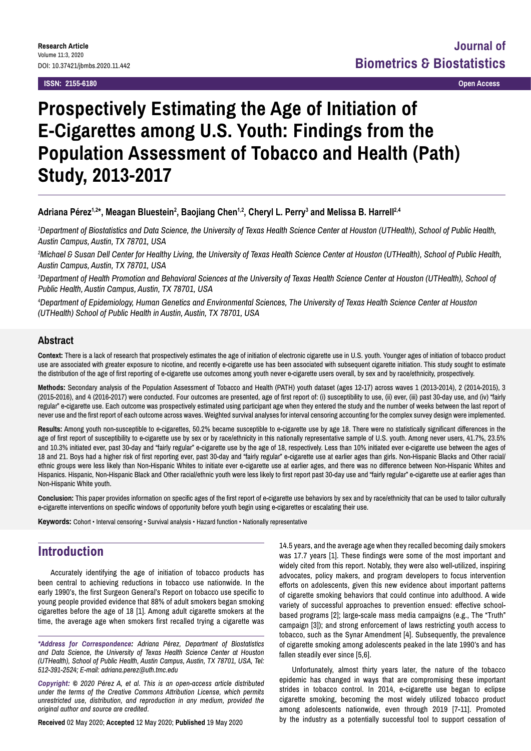**Research Article**
Volume 11:3, 2020
DOI: 10.37421/jbmbs.2020.11.442

**Journal of Biometrics & Biostatistics**

**ISSN: 2155-6180** **Open Access**

# Prospectively Estimating the Age of Initiation of E-Cigarettes among U.S. Youth: Findings from the Population Assessment of Tobacco and Health (Path) Study, 2013-2017

**Adriana Pérez[1,2]*, Meagan Bluestein[2], Baojiang Chen[1,2], Cheryl L. Perry[3] and Melissa B. Harrell[2,4]**

*[1]Department of Biostatistics and Data Science, the University of Texas Health Science Center at Houston (UTHealth), School of Public Health, Austin Campus, Austin, TX 78701, USA*

*[2]Michael & Susan Dell Center for Healthy Living, the University of Texas Health Science Center at Houston (UTHealth), School of Public Health, Austin Campus, Austin, TX 78701, USA*

*[3]Department of Health Promotion and Behavioral Sciences at the University of Texas Health Science Center at Houston (UTHealth), School of Public Health, Austin Campus, Austin, TX 78701, USA*

*[4]Department of Epidemiology, Human Genetics and Environmental Sciences, The University of Texas Health Science Center at Houston (UTHealth) School of Public Health in Austin, Austin, TX 78701, USA*

## Abstract

**Context:** There is a lack of research that prospectively estimates the age of initiation of electronic cigarette use in U.S. youth. Younger ages of initiation of tobacco product use are associated with greater exposure to nicotine, and recently e-cigarette use has been associated with subsequent cigarette initiation. This study sought to estimate the distribution of the age of first reporting of e-cigarette use outcomes among youth never e-cigarette users overall, by sex and by race/ethnicity, prospectively.

**Methods:** Secondary analysis of the Population Assessment of Tobacco and Health (PATH) youth dataset (ages 12-17) across waves 1 (2013-2014), 2 (2014-2015), 3 (2015-2016), and 4 (2016-2017) were conducted. Four outcomes are presented, age of first report of: (i) susceptibility to use, (ii) ever, (iii) past 30-day use, and (iv) "fairly regular" e-cigarette use. Each outcome was prospectively estimated using participant age when they entered the study and the number of weeks between the last report of never use and the first report of each outcome across waves. Weighted survival analyses for interval censoring accounting for the complex survey design were implemented.

**Results:** Among youth non-susceptible to e-cigarettes, 50.2% became susceptible to e-cigarette use by age 18. There were no statistically significant differences in the age of first report of susceptibility to e-cigarette use by sex or by race/ethnicity in this nationally representative sample of U.S. youth. Among never users, 41.7%, 23.5% and 10.3% initiated ever, past 30-day and "fairly regular" e-cigarette use by the age of 18, respectively. Less than 10% initiated ever e-cigarette use between the ages of 18 and 21. Boys had a higher risk of first reporting ever, past 30-day and "fairly regular" e-cigarette use at earlier ages than girls. Non-Hispanic Blacks and Other racial/ethnic groups were less likely than Non-Hispanic Whites to initiate ever e-cigarette use at earlier ages, and there was no difference between Non-Hispanic Whites and Hispanics. Hispanic, Non-Hispanic Black and Other racial/ethnic youth were less likely to first report past 30-day use and "fairly regular" e-cigarette use at earlier ages than Non-Hispanic White youth.

**Conclusion:** This paper provides information on specific ages of the first report of e-cigarette use behaviors by sex and by race/ethnicity that can be used to tailor culturally e-cigarette interventions on specific windows of opportunity before youth begin using e-cigarettes or escalating their use.

**Keywords:** Cohort • Interval censoring • Survival analysis • Hazard function • Nationally representative

## Introduction

Accurately identifying the age of initiation of tobacco products has been central to achieving reductions in tobacco use nationwide. In the early 1990's, the first Surgeon General's Report on tobacco use specific to young people provided evidence that 88% of adult smokers began smoking cigarettes before the age of 18 [1]. Among adult cigarette smokers at the time, the average age when smokers first recalled trying a cigarette was 14.5 years, and the average age when they recalled becoming daily smokers was 17.7 years [1]. These findings were some of the most important and widely cited from this report. Notably, they were also well-utilized, inspiring advocates, policy makers, and program developers to focus intervention efforts on adolescents, given this new evidence about important patterns of cigarette smoking behaviors that could continue into adulthood. A wide variety of successful approaches to prevention ensued: effective school-based programs [2]; large-scale mass media campaigns (e.g., The "Truth" campaign [3]); and strong enforcement of laws restricting youth access to tobacco, such as the Synar Amendment [4]. Subsequently, the prevalence of cigarette smoking among adolescents peaked in the late 1990's and has fallen steadily ever since [5,6].

Unfortunately, almost thirty years later, the nature of the tobacco epidemic has changed in ways that are compromising these important strides in tobacco control. In 2014, e-cigarette use began to eclipse cigarette smoking, becoming the most widely utilized tobacco product among adolescents nationwide, even through 2019 [7-11]. Promoted by the industry as a potentially successful tool to support cessation of

*\*Address for Correspondence: Adriana Pérez, Department of Biostatistics and Data Science, the University of Texas Health Science Center at Houston (UTHealth), School of Public Health, Austin Campus, Austin, TX 78701, USA, Tel: 512-391-2524; E-mail: adriana.perez@uth.tmc.edu*

*Copyright: © 2020 Pérez A, et al. This is an open-access article distributed under the terms of the Creative Commons Attribution License, which permits unrestricted use, distribution, and reproduction in any medium, provided the original author and source are credited.*

**Received** 02 May 2020; **Accepted** 12 May 2020; **Published** 19 May 2020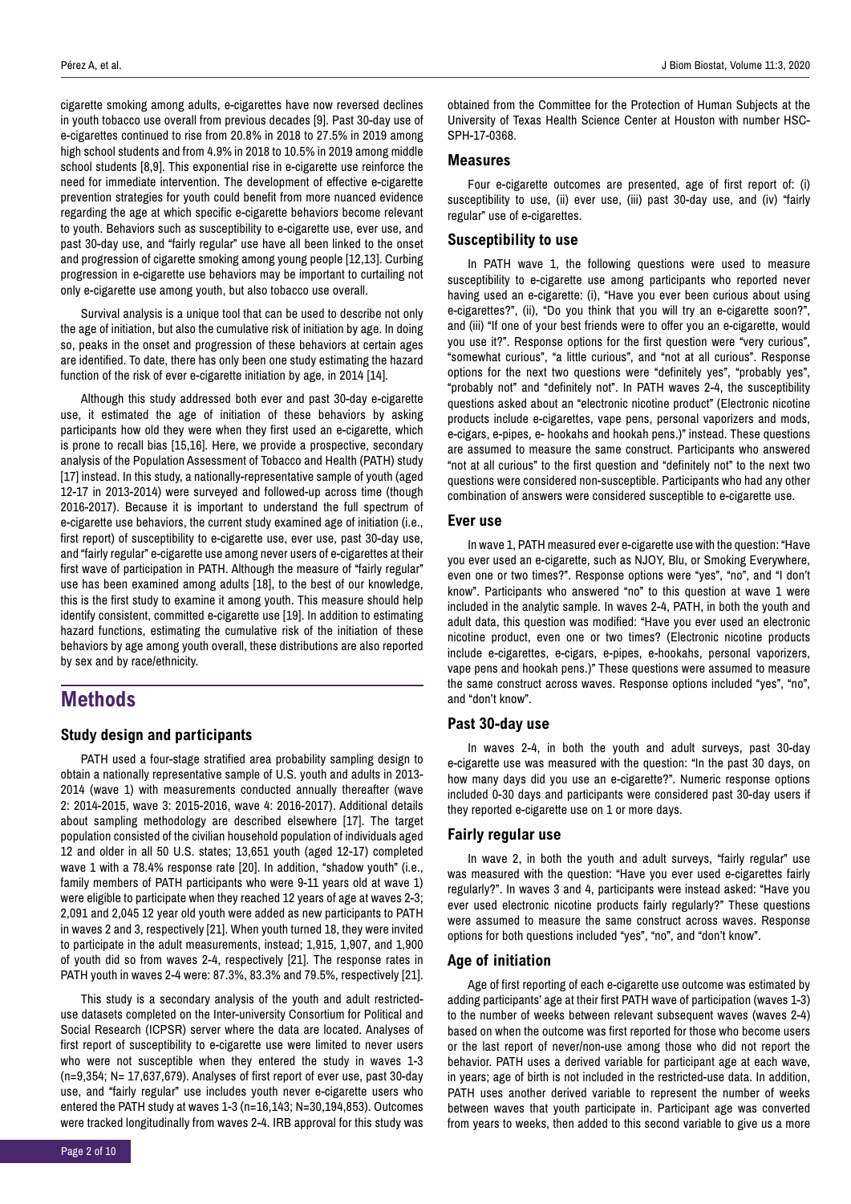cigarette smoking among adults, e-cigarettes have now reversed declines in youth tobacco use overall from previous decades [9]. Past 30-day use of e-cigarettes continued to rise from 20.8% in 2018 to 27.5% in 2019 among high school students and from 4.9% in 2018 to 10.5% in 2019 among middle school students [8,9]. This exponential rise in e-cigarette use reinforce the need for immediate intervention. The development of effective e-cigarette prevention strategies for youth could benefit from more nuanced evidence regarding the age at which specific e-cigarette behaviors become relevant to youth. Behaviors such as susceptibility to e-cigarette use, ever use, and past 30-day use, and "fairly regular" use have all been linked to the onset and progression of cigarette smoking among young people [12,13]. Curbing progression in e-cigarette use behaviors may be important to curtailing not only e-cigarette use among youth, but also tobacco use overall.

Survival analysis is a unique tool that can be used to describe not only the age of initiation, but also the cumulative risk of initiation by age. In doing so, peaks in the onset and progression of these behaviors at certain ages are identified. To date, there has only been one study estimating the hazard function of the risk of ever e-cigarette initiation by age, in 2014 [14].

Although this study addressed both ever and past 30-day e-cigarette use, it estimated the age of initiation of these behaviors by asking participants how old they were when they first used an e-cigarette, which is prone to recall bias [15,16]. Here, we provide a prospective, secondary analysis of the Population Assessment of Tobacco and Health (PATH) study [17] instead. In this study, a nationally-representative sample of youth (aged 12-17 in 2013-2014) were surveyed and followed-up across time (though 2016-2017). Because it is important to understand the full spectrum of e-cigarette use behaviors, the current study examined age of initiation (i.e., first report) of susceptibility to e-cigarette use, ever use, past 30-day use, and "fairly regular" e-cigarette use among never users of e-cigarettes at their first wave of participation in PATH. Although the measure of "fairly regular" use has been examined among adults [18], to the best of our knowledge, this is the first study to examine it among youth. This measure should help identify consistent, committed e-cigarette use [19]. In addition to estimating hazard functions, estimating the cumulative risk of the initiation of these behaviors by age among youth overall, these distributions are also reported by sex and by race/ethnicity.

## Methods

### Study design and participants

PATH used a four-stage stratified area probability sampling design to obtain a nationally representative sample of U.S. youth and adults in 2013-2014 (wave 1) with measurements conducted annually thereafter (wave 2: 2014-2015, wave 3: 2015-2016, wave 4: 2016-2017). Additional details about sampling methodology are described elsewhere [17]. The target population consisted of the civilian household population of individuals aged 12 and older in all 50 U.S. states; 13,651 youth (aged 12-17) completed wave 1 with a 78.4% response rate [20]. In addition, "shadow youth" (i.e., family members of PATH participants who were 9-11 years old at wave 1) were eligible to participate when they reached 12 years of age at waves 2-3; 2,091 and 2,045 12 year old youth were added as new participants to PATH in waves 2 and 3, respectively [21]. When youth turned 18, they were invited to participate in the adult measurements, instead; 1,915, 1,907, and 1,900 of youth did so from waves 2-4, respectively [21]. The response rates in PATH youth in waves 2-4 were: 87.3%, 83.3% and 79.5%, respectively [21].

This study is a secondary analysis of the youth and adult restricted-use datasets completed on the Inter-university Consortium for Political and Social Research (ICPSR) server where the data are located. Analyses of first report of susceptibility to e-cigarette use were limited to never users who were not susceptible when they entered the study in waves 1-3 (n=9,354; N= 17,637,679). Analyses of first report of ever use, past 30-day use, and "fairly regular" use includes youth never e-cigarette users who entered the PATH study at waves 1-3 (n=16,143; N=30,194,853). Outcomes were tracked longitudinally from waves 2-4. IRB approval for this study was obtained from the Committee for the Protection of Human Subjects at the University of Texas Health Science Center at Houston with number HSC-SPH-17-0368.

### Measures

Four e-cigarette outcomes are presented, age of first report of: (i) susceptibility to use, (ii) ever use, (iii) past 30-day use, and (iv) "fairly regular" use of e-cigarettes.

### Susceptibility to use

In PATH wave 1, the following questions were used to measure susceptibility to e-cigarette use among participants who reported never having used an e-cigarette: (i), "Have you ever been curious about using e-cigarettes?", (ii), "Do you think that you will try an e-cigarette soon?", and (iii) "If one of your best friends were to offer you an e-cigarette, would you use it?". Response options for the first question were "very curious", "somewhat curious", "a little curious", and "not at all curious". Response options for the next two questions were "definitely yes", "probably yes", "probably not" and "definitely not". In PATH waves 2-4, the susceptibility questions asked about an "electronic nicotine product" (Electronic nicotine products include e-cigarettes, vape pens, personal vaporizers and mods, e-cigars, e-pipes, e- hookahs and hookah pens.)" instead. These questions are assumed to measure the same construct. Participants who answered "not at all curious" to the first question and "definitely not" to the next two questions were considered non-susceptible. Participants who had any other combination of answers were considered susceptible to e-cigarette use.

### Ever use

In wave 1, PATH measured ever e-cigarette use with the question: "Have you ever used an e-cigarette, such as NJOY, Blu, or Smoking Everywhere, even one or two times?". Response options were "yes", "no", and "I don't know". Participants who answered "no" to this question at wave 1 were included in the analytic sample. In waves 2-4, PATH, in both the youth and adult data, this question was modified: "Have you ever used an electronic nicotine product, even one or two times? (Electronic nicotine products include e-cigarettes, e-cigars, e-pipes, e-hookahs, personal vaporizers, vape pens and hookah pens.)" These questions were assumed to measure the same construct across waves. Response options included "yes", "no", and "don't know".

### Past 30-day use

In waves 2-4, in both the youth and adult surveys, past 30-day e-cigarette use was measured with the question: "In the past 30 days, on how many days did you use an e-cigarette?". Numeric response options included 0-30 days and participants were considered past 30-day users if they reported e-cigarette use on 1 or more days.

### Fairly regular use

In wave 2, in both the youth and adult surveys, "fairly regular" use was measured with the question: "Have you ever used e-cigarettes fairly regularly?". In waves 3 and 4, participants were instead asked: "Have you ever used electronic nicotine products fairly regularly?" These questions were assumed to measure the same construct across waves. Response options for both questions included "yes", "no", and "don't know".

### Age of initiation

Age of first reporting of each e-cigarette use outcome was estimated by adding participants' age at their first PATH wave of participation (waves 1-3) to the number of weeks between relevant subsequent waves (waves 2-4) based on when the outcome was first reported for those who become users or the last report of never/non-use among those who did not report the behavior. PATH uses a derived variable for participant age at each wave, in years; age of birth is not included in the restricted-use data. In addition, PATH uses another derived variable to represent the number of weeks between waves that youth participate in. Participant age was converted from years to weeks, then added to this second variable to give us a more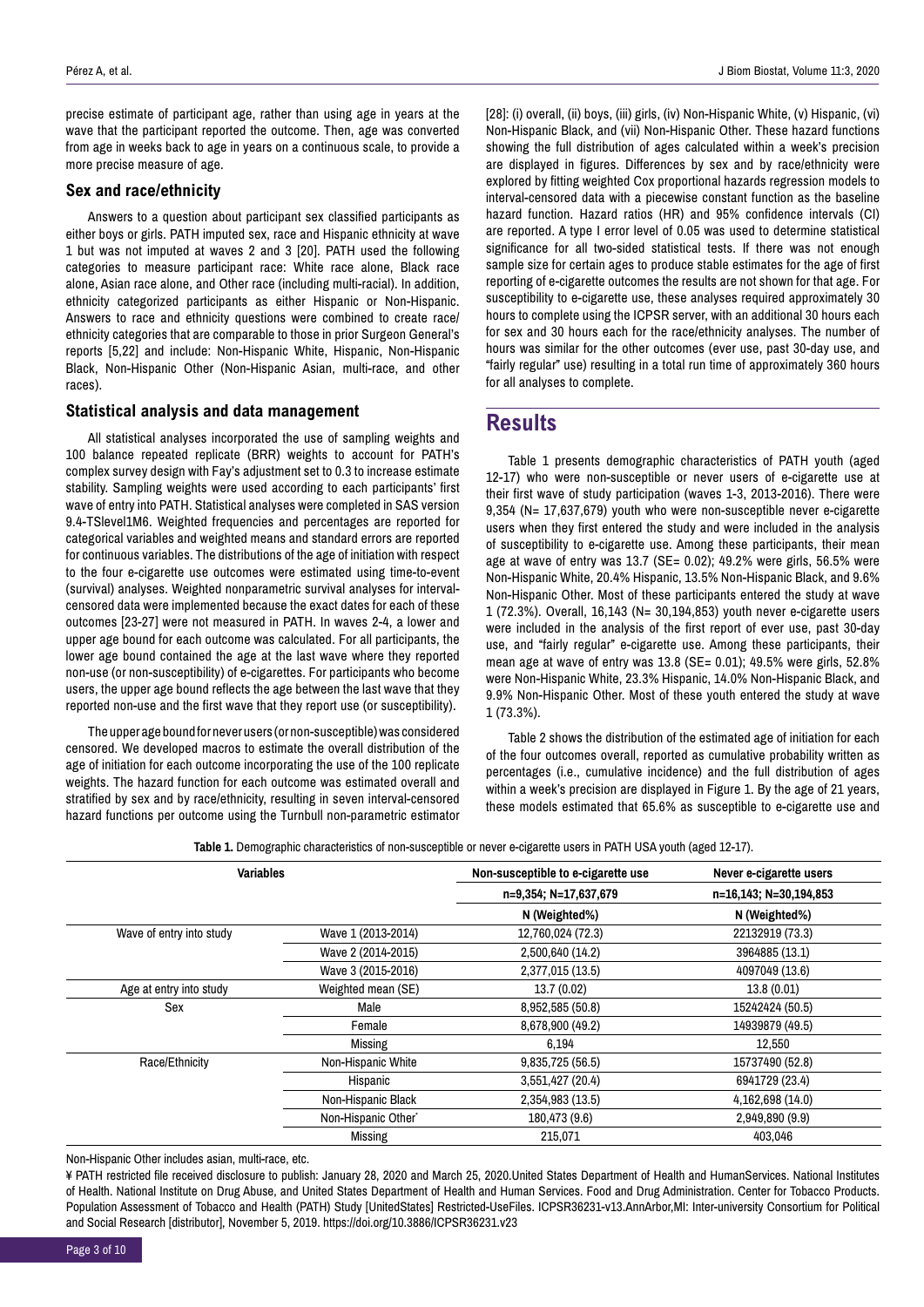precise estimate of participant age, rather than using age in years at the wave that the participant reported the outcome. Then, age was converted from age in weeks back to age in years on a continuous scale, to provide a more precise measure of age.

### Sex and race/ethnicity

Answers to a question about participant sex classified participants as either boys or girls. PATH imputed sex, race and Hispanic ethnicity at wave 1 but was not imputed at waves 2 and 3 [20]. PATH used the following categories to measure participant race: White race alone, Black race alone, Asian race alone, and Other race (including multi-racial). In addition, ethnicity categorized participants as either Hispanic or Non-Hispanic. Answers to race and ethnicity questions were combined to create race/ethnicity categories that are comparable to those in prior Surgeon General's reports [5,22] and include: Non-Hispanic White, Hispanic, Non-Hispanic Black, Non-Hispanic Other (Non-Hispanic Asian, multi-race, and other races).

### Statistical analysis and data management

All statistical analyses incorporated the use of sampling weights and 100 balance repeated replicate (BRR) weights to account for PATH's complex survey design with Fay's adjustment set to 0.3 to increase estimate stability. Sampling weights were used according to each participants' first wave of entry into PATH. Statistical analyses were completed in SAS version 9.4-TSlevel1M6. Weighted frequencies and percentages are reported for categorical variables and weighted means and standard errors are reported for continuous variables. The distributions of the age of initiation with respect to the four e-cigarette use outcomes were estimated using time-to-event (survival) analyses. Weighted nonparametric survival analyses for interval-censored data were implemented because the exact dates for each of these outcomes [23-27] were not measured in PATH. In waves 2-4, a lower and upper age bound for each outcome was calculated. For all participants, the lower age bound contained the age at the last wave where they reported non-use (or non-susceptibility) of e-cigarettes. For participants who become users, the upper age bound reflects the age between the last wave that they reported non-use and the first wave that they report use (or susceptibility).

The upper age bound for never users (or non-susceptible) was considered censored. We developed macros to estimate the overall distribution of the age of initiation for each outcome incorporating the use of the 100 replicate weights. The hazard function for each outcome was estimated overall and stratified by sex and by race/ethnicity, resulting in seven interval-censored hazard functions per outcome using the Turnbull non-parametric estimator [28]: (i) overall, (ii) boys, (iii) girls, (iv) Non-Hispanic White, (v) Hispanic, (vi) Non-Hispanic Black, and (vii) Non-Hispanic Other. These hazard functions showing the full distribution of ages calculated within a week's precision are displayed in figures. Differences by sex and by race/ethnicity were explored by fitting weighted Cox proportional hazards regression models to interval-censored data with a piecewise constant function as the baseline hazard function. Hazard ratios (HR) and 95% confidence intervals (CI) are reported. A type I error level of 0.05 was used to determine statistical significance for all two-sided statistical tests. If there was not enough sample size for certain ages to produce stable estimates for the age of first reporting of e-cigarette outcomes the results are not shown for that age. For susceptibility to e-cigarette use, these analyses required approximately 30 hours to complete using the ICPSR server, with an additional 30 hours each for sex and 30 hours each for the race/ethnicity analyses. The number of hours was similar for the other outcomes (ever use, past 30-day use, and "fairly regular" use) resulting in a total run time of approximately 360 hours for all analyses to complete.

## Results

Table 1 presents demographic characteristics of PATH youth (aged 12-17) who were non-susceptible or never users of e-cigarette use at their first wave of study participation (waves 1-3, 2013-2016). There were 9,354 (N= 17,637,679) youth who were non-susceptible never e-cigarette users when they first entered the study and were included in the analysis of susceptibility to e-cigarette use. Among these participants, their mean age at wave of entry was 13.7 (SE= 0.02); 49.2% were girls, 56.5% were Non-Hispanic White, 20.4% Hispanic, 13.5% Non-Hispanic Black, and 9.6% Non-Hispanic Other. Most of these participants entered the study at wave 1 (72.3%). Overall, 16,143 (N= 30,194,853) youth never e-cigarette users were included in the analysis of the first report of ever use, past 30-day use, and "fairly regular" e-cigarette use. Among these participants, their mean age at wave of entry was 13.8 (SE= 0.01); 49.5% were girls, 52.8% were Non-Hispanic White, 23.3% Hispanic, 14.0% Non-Hispanic Black, and 9.9% Non-Hispanic Other. Most of these youth entered the study at wave 1 (73.3%).

Table 2 shows the distribution of the estimated age of initiation for each of the four outcomes overall, reported as cumulative probability written as percentages (i.e., cumulative incidence) and the full distribution of ages within a week's precision are displayed in Figure 1. By the age of 21 years, these models estimated that 65.6% as susceptible to e-cigarette use and

**Table 1.** Demographic characteristics of non-susceptible or never e-cigarette users in PATH USA youth (aged 12-17).

| Variables | | Non-susceptible to e-cigarette use | Never e-cigarette users |
|---|---|---|---|
| | | n=9,354; N=17,637,679 | n=16,143; N=30,194,853 |
| | | N (Weighted%) | N (Weighted%) |
| Wave of entry into study | Wave 1 (2013-2014) | 12,760,024 (72.3) | 22132919 (73.3) |
| | Wave 2 (2014-2015) | 2,500,640 (14.2) | 3964885 (13.1) |
| | Wave 3 (2015-2016) | 2,377,015 (13.5) | 4097049 (13.6) |
| Age at entry into study | Weighted mean (SE) | 13.7 (0.02) | 13.8 (0.01) |
| Sex | Male | 8,952,585 (50.8) | 15242424 (50.5) |
| | Female | 8,678,900 (49.2) | 14939879 (49.5) |
| | Missing | 6,194 | 12,550 |
| Race/Ethnicity | Non-Hispanic White | 9,835,725 (56.5) | 15737490 (52.8) |
| | Hispanic | 3,551,427 (20.4) | 6941729 (23.4) |
| | Non-Hispanic Black | 2,354,983 (13.5) | 4,162,698 (14.0) |
| | Non-Hispanic Other* | 180,473 (9.6) | 2,949,890 (9.9) |
| | Missing | 215,071 | 403,046 |

Non-Hispanic Other includes asian, multi-race, etc.

¥ PATH restricted file received disclosure to publish: January 28, 2020 and March 25, 2020.United States Department of Health and HumanServices. National Institutes of Health. National Institute on Drug Abuse, and United States Department of Health and Human Services. Food and Drug Administration. Center for Tobacco Products. Population Assessment of Tobacco and Health (PATH) Study [UnitedStates] Restricted-UseFiles. ICPSR36231-v13.AnnArbor,MI: Inter-university Consortium for Political and Social Research [distributor], November 5, 2019. https://doi.org/10.3886/ICPSR36231.v23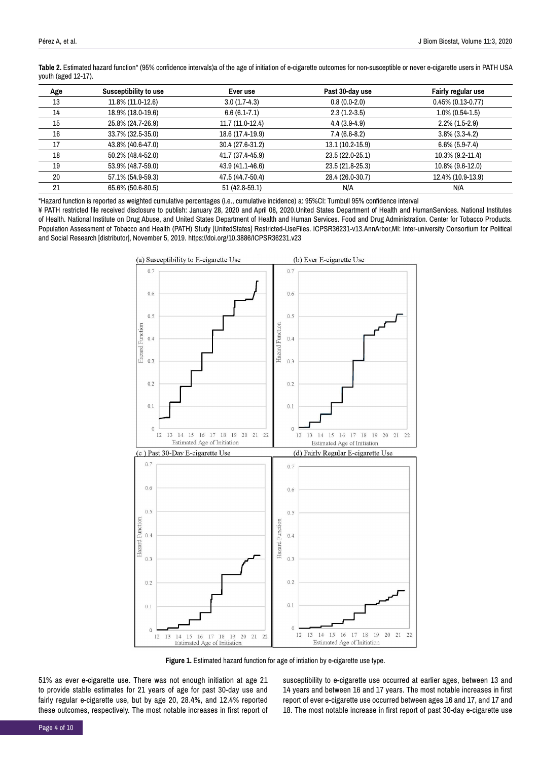**Table 2.** Estimated hazard function* (95% confidence intervals)a of the age of initiation of e-cigarette outcomes for non-susceptible or never e-cigarette users in PATH USA youth (aged 12-17).

| Age | Susceptibility to use | Ever use | Past 30-day use | Fairly regular use |
|---|---|---|---|---|
| 13 | 11.8% (11.0-12.6) | 3.0 (1.7-4.3) | 0.8 (0.0-2.0) | 0.45% (0.13-0.77) |
| 14 | 18.9% (18.0-19.6) | 6.6 (6.1-7.1) | 2.3 (1.2-3.5) | 1.0% (0.54-1.5) |
| 15 | 25.8% (24.7-26.9) | 11.7 (11.0-12.4) | 4.4 (3.9-4.9) | 2.2% (1.5-2.9) |
| 16 | 33.7% (32.5-35.0) | 18.6 (17.4-19.9) | 7.4 (6.6-8.2) | 3.8% (3.3-4.2) |
| 17 | 43.8% (40.6-47.0) | 30.4 (27.6-31.2) | 13.1 (10.2-15.9) | 6.6% (5.9-7.4) |
| 18 | 50.2% (48.4-52.0) | 41.7 (37.4-45.9) | 23.5 (22.0-25.1) | 10.3% (9.2-11.4) |
| 19 | 53.9% (48.7-59.0) | 43.9 (41.1-46.6) | 23.5 (21.8-25.3) | 10.8% (9.6-12.0) |
| 20 | 57.1% (54.9-59.3) | 47.5 (44.7-50.4) | 28.4 (26.0-30.7) | 12.4% (10.9-13.9) |
| 21 | 65.6% (50.6-80.5) | 51 (42.8-59.1) | N/A | N/A |

*Hazard function is reported as weighted cumulative percentages (i.e., cumulative incidence) a: 95%CI: Turnbull 95% confidence interval

¥ PATH restricted file received disclosure to publish: January 28, 2020 and April 08, 2020.United States Department of Health and HumanServices. National Institutes of Health. National Institute on Drug Abuse, and United States Department of Health and Human Services. Food and Drug Administration. Center for Tobacco Products. Population Assessment of Tobacco and Health (PATH) Study [UnitedStates] Restricted-UseFiles. ICPSR36231-v13.AnnArbor,MI: Inter-university Consortium for Political and Social Research [distributor], November 5, 2019. https://doi.org/10.3886/ICPSR36231.v23

**Figure 1.** Estimated hazard function for age of intiation by e-cigarette use type.

51% as ever e-cigarette use. There was not enough initiation at age 21 to provide stable estimates for 21 years of age for past 30-day use and fairly regular e-cigarette use, but by age 20, 28.4%, and 12.4% reported these outcomes, respectively. The most notable increases in first report of susceptibility to e-cigarette use occurred at earlier ages, between 13 and 14 years and between 16 and 17 years. The most notable increases in first report of ever e-cigarette use occurred between ages 16 and 17, and 17 and 18. The most notable increase in first report of past 30-day e-cigarette use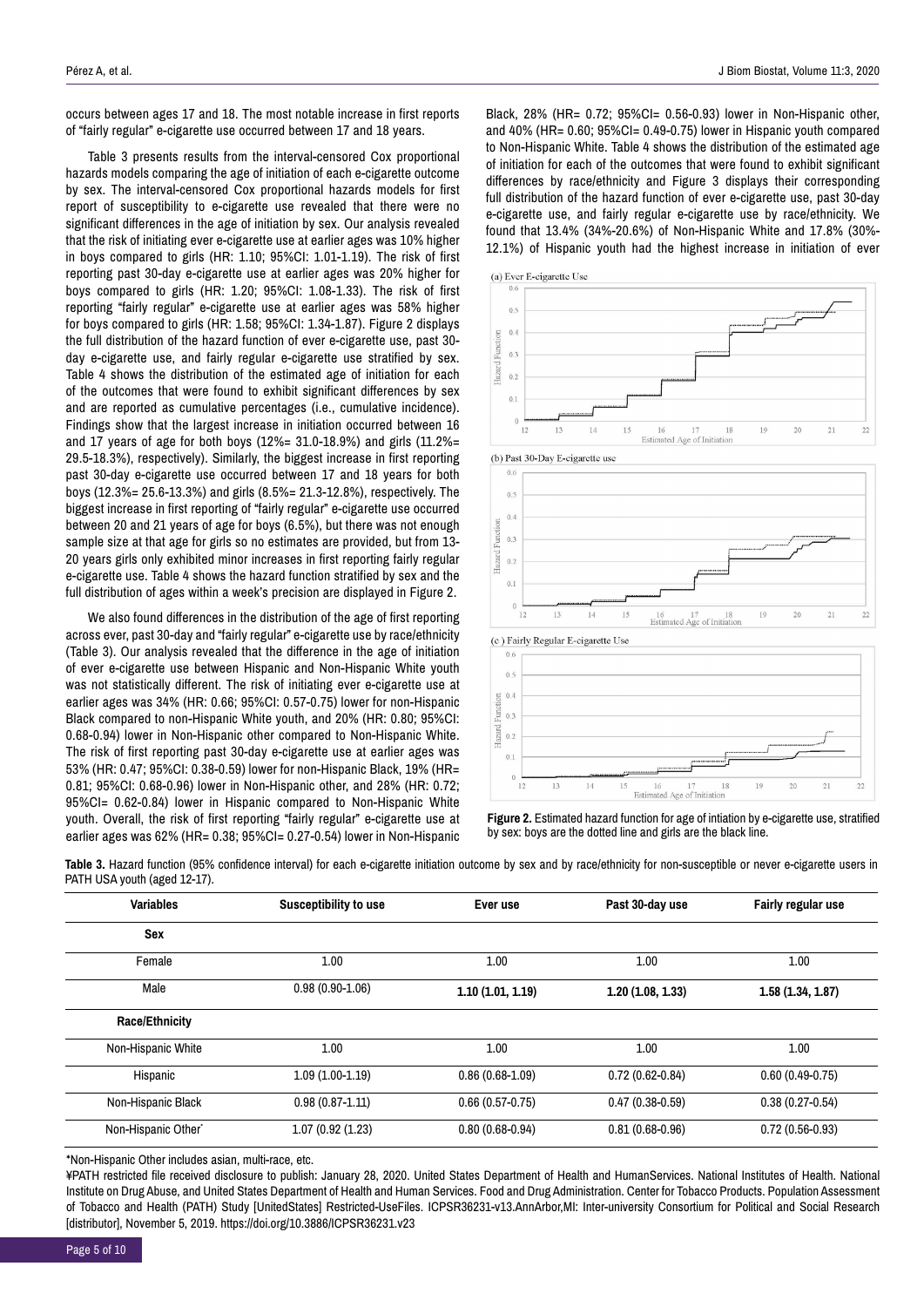occurs between ages 17 and 18. The most notable increase in first reports of "fairly regular" e-cigarette use occurred between 17 and 18 years.

Table 3 presents results from the interval-censored Cox proportional hazards models comparing the age of initiation of each e-cigarette outcome by sex. The interval-censored Cox proportional hazards models for first report of susceptibility to e-cigarette use revealed that there were no significant differences in the age of initiation by sex. Our analysis revealed that the risk of initiating ever e-cigarette use at earlier ages was 10% higher in boys compared to girls (HR: 1.10; 95%CI: 1.01-1.19). The risk of first reporting past 30-day e-cigarette use at earlier ages was 20% higher for boys compared to girls (HR: 1.20; 95%CI: 1.08-1.33). The risk of first reporting "fairly regular" e-cigarette use at earlier ages was 58% higher for boys compared to girls (HR: 1.58; 95%CI: 1.34-1.87). Figure 2 displays the full distribution of the hazard function of ever e-cigarette use, past 30-day e-cigarette use, and fairly regular e-cigarette use stratified by sex. Table 4 shows the distribution of the estimated age of initiation for each of the outcomes that were found to exhibit significant differences by sex and are reported as cumulative percentages (i.e., cumulative incidence). Findings show that the largest increase in initiation occurred between 16 and 17 years of age for both boys (12%= 31.0-18.9%) and girls (11.2%= 29.5-18.3%), respectively. Similarly, the biggest increase in first reporting past 30-day e-cigarette use occurred between 17 and 18 years for both boys (12.3%= 25.6-13.3%) and girls (8.5%= 21.3-12.8%), respectively. The biggest increase in first reporting of "fairly regular" e-cigarette use occurred between 20 and 21 years of age for boys (6.5%), but there was not enough sample size at that age for girls so no estimates are provided, but from 13-20 years girls only exhibited minor increases in first reporting fairly regular e-cigarette use. Table 4 shows the hazard function stratified by sex and the full distribution of ages within a week's precision are displayed in Figure 2.

We also found differences in the distribution of the age of first reporting across ever, past 30-day and "fairly regular" e-cigarette use by race/ethnicity (Table 3). Our analysis revealed that the difference in the age of initiation of ever e-cigarette use between Hispanic and Non-Hispanic White youth was not statistically different. The risk of initiating ever e-cigarette use at earlier ages was 34% (HR: 0.66; 95%CI: 0.57-0.75) lower for non-Hispanic Black compared to non-Hispanic White youth, and 20% (HR: 0.80; 95%CI: 0.68-0.94) lower in Non-Hispanic other compared to Non-Hispanic White. The risk of first reporting past 30-day e-cigarette use at earlier ages was 53% (HR: 0.47; 95%CI: 0.38-0.59) lower for non-Hispanic Black, 19% (HR= 0.81; 95%CI: 0.68-0.96) lower in Non-Hispanic other, and 28% (HR: 0.72; 95%CI= 0.62-0.84) lower in Hispanic compared to Non-Hispanic White youth. Overall, the risk of first reporting "fairly regular" e-cigarette use at earlier ages was 62% (HR= 0.38; 95%CI= 0.27-0.54) lower in Non-Hispanic Black, 28% (HR= 0.72; 95%CI= 0.56-0.93) lower in Non-Hispanic other, and 40% (HR= 0.60; 95%CI= 0.49-0.75) lower in Hispanic youth compared to Non-Hispanic White. Table 4 shows the distribution of the estimated age of initiation for each of the outcomes that were found to exhibit significant differences by race/ethnicity and Figure 3 displays their corresponding full distribution of the hazard function of ever e-cigarette use, past 30-day e-cigarette use, and fairly regular e-cigarette use by race/ethnicity. We found that 13.4% (34%-20.6%) of Non-Hispanic White and 17.8% (30%-12.1%) of Hispanic youth had the highest increase in initiation of ever

**Figure 2.** Estimated hazard function for age of intiation by e-cigarette use, stratified by sex: boys are the dotted line and girls are the black line.

**Table 3.** Hazard function (95% confidence interval) for each e-cigarette initiation outcome by sex and by race/ethnicity for non-susceptible or never e-cigarette users in PATH USA youth (aged 12-17).

| Variables | Susceptibility to use | Ever use | Past 30-day use | Fairly regular use |
|---|---|---|---|---|
| **Sex** | | | | |
| Female | 1.00 | 1.00 | 1.00 | 1.00 |
| Male | 0.98 (0.90-1.06) | **1.10 (1.01, 1.19)** | **1.20 (1.08, 1.33)** | **1.58 (1.34, 1.87)** |
| **Race/Ethnicity** | | | | |
| Non-Hispanic White | 1.00 | 1.00 | 1.00 | 1.00 |
| Hispanic | 1.09 (1.00-1.19) | 0.86 (0.68-1.09) | 0.72 (0.62-0.84) | 0.60 (0.49-0.75) |
| Non-Hispanic Black | 0.98 (0.87-1.11) | 0.66 (0.57-0.75) | 0.47 (0.38-0.59) | 0.38 (0.27-0.54) |
| Non-Hispanic Other* | 1.07 (0.92 (1.23) | 0.80 (0.68-0.94) | 0.81 (0.68-0.96) | 0.72 (0.56-0.93) |

*Non-Hispanic Other includes asian, multi-race, etc.

¥PATH restricted file received disclosure to publish: January 28, 2020. United States Department of Health and HumanServices. National Institutes of Health. National Institute on Drug Abuse, and United States Department of Health and Human Services. Food and Drug Administration. Center for Tobacco Products. Population Assessment of Tobacco and Health (PATH) Study [UnitedStates] Restricted-UseFiles. ICPSR36231-v13.AnnArbor,MI: Inter-university Consortium for Political and Social Research [distributor], November 5, 2019. https://doi.org/10.3886/ICPSR36231.v23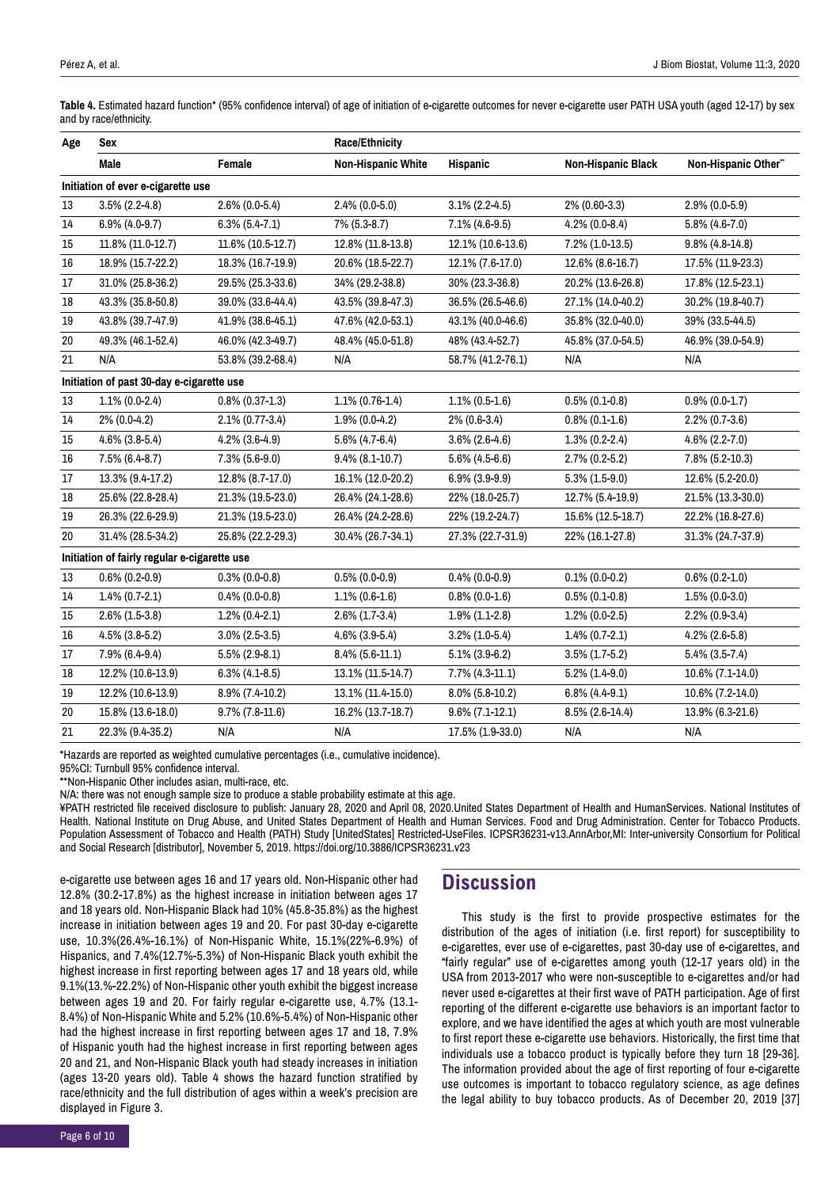**Table 4.** Estimated hazard function* (95% confidence interval) of age of initiation of e-cigarette outcomes for never e-cigarette user PATH USA youth (aged 12-17) by sex and by race/ethnicity.

| Age | Sex | | Race/Ethnicity | | | |
|---|---|---|---|---|---|---|
| | **Male** | **Female** | **Non-Hispanic White** | **Hispanic** | **Non-Hispanic Black** | **Non-Hispanic Other**** |
| **Initiation of ever e-cigarette use** | | | | | | |
| 13 | 3.5% (2.2-4.8) | 2.6% (0.0-5.4) | 2.4% (0.0-5.0) | 3.1% (2.2-4.5) | 2% (0.60-3.3) | 2.9% (0.0-5.9) |
| 14 | 6.9% (4.0-9.7) | 6.3% (5.4-7.1) | 7% (5.3-8.7) | 7.1% (4.6-9.5) | 4.2% (0.0-8.4) | 5.8% (4.6-7.0) |
| 15 | 11.8% (11.0-12.7) | 11.6% (10.5-12.7) | 12.8% (11.8-13.8) | 12.1% (10.6-13.6) | 7.2% (1.0-13.5) | 9.8% (4.8-14.8) |
| 16 | 18.9% (15.7-22.2) | 18.3% (16.7-19.9) | 20.6% (18.5-22.7) | 12.1% (7.6-17.0) | 12.6% (8.6-16.7) | 17.5% (11.9-23.3) |
| 17 | 31.0% (25.8-36.2) | 29.5% (25.3-33.6) | 34% (29.2-38.8) | 30% (23.3-36.8) | 20.2% (13.6-26.8) | 17.8% (12.5-23.1) |
| 18 | 43.3% (35.8-50.8) | 39.0% (33.6-44.4) | 43.5% (39.8-47.3) | 36.5% (26.5-46.6) | 27.1% (14.0-40.2) | 30.2% (19.8-40.7) |
| 19 | 43.8% (39.7-47.9) | 41.9% (38.6-45.1) | 47.6% (42.0-53.1) | 43.1% (40.0-46.6) | 35.8% (32.0-40.0) | 39% (33.5-44.5) |
| 20 | 49.3% (46.1-52.4) | 46.0% (42.3-49.7) | 48.4% (45.0-51.8) | 48% (43.4-52.7) | 45.8% (37.0-54.5) | 46.9% (39.0-54.9) |
| 21 | N/A | 53.8% (39.2-68.4) | N/A | 58.7% (41.2-76.1) | N/A | N/A |
| **Initiation of past 30-day e-cigarette use** | | | | | | |
| 13 | 1.1% (0.0-2.4) | 0.8% (0.37-1.3) | 1.1% (0.76-1.4) | 1.1% (0.5-1.6) | 0.5% (0.1-0.8) | 0.9% (0.0-1.7) |
| 14 | 2% (0.0-4.2) | 2.1% (0.77-3.4) | 1.9% (0.0-4.2) | 2% (0.6-3.4) | 0.8% (0.1-1.6) | 2.2% (0.7-3.6) |
| 15 | 4.6% (3.8-5.4) | 4.2% (3.6-4.9) | 5.6% (4.7-6.4) | 3.6% (2.6-4.6) | 1.3% (0.2-2.4) | 4.6% (2.2-7.0) |
| 16 | 7.5% (6.4-8.7) | 7.3% (5.6-9.0) | 9.4% (8.1-10.7) | 5.6% (4.5-6.6) | 2.7% (0.2-5.2) | 7.8% (5.2-10.3) |
| 17 | 13.3% (9.4-17.2) | 12.8% (8.7-17.0) | 16.1% (12.0-20.2) | 6.9% (3.9-9.9) | 5.3% (1.5-9.0) | 12.6% (5.2-20.0) |
| 18 | 25.6% (22.8-28.4) | 21.3% (19.5-23.0) | 26.4% (24.1-28.6) | 22% (18.0-25.7) | 12.7% (5.4-19.9) | 21.5% (13.3-30.0) |
| 19 | 26.3% (22.6-29.9) | 21.3% (19.5-23.0) | 26.4% (24.2-28.6) | 22% (19.2-24.7) | 15.6% (12.5-18.7) | 22.2% (16.8-27.6) |
| 20 | 31.4% (28.5-34.2) | 25.8% (22.2-29.3) | 30.4% (26.7-34.1) | 27.3% (22.7-31.9) | 22% (16.1-27.8) | 31.3% (24.7-37.9) |
| **Initiation of fairly regular e-cigarette use** | | | | | | |
| 13 | 0.6% (0.2-0.9) | 0.3% (0.0-0.8) | 0.5% (0.0-0.9) | 0.4% (0.0-0.9) | 0.1% (0.0-0.2) | 0.6% (0.2-1.0) |
| 14 | 1.4% (0.7-2.1) | 0.4% (0.0-0.8) | 1.1% (0.6-1.6) | 0.8% (0.0-1.6) | 0.5% (0.1-0.8) | 1.5% (0.0-3.0) |
| 15 | 2.6% (1.5-3.8) | 1.2% (0.4-2.1) | 2.6% (1.7-3.4) | 1.9% (1.1-2.8) | 1.2% (0.0-2.5) | 2.2% (0.9-3.4) |
| 16 | 4.5% (3.8-5.2) | 3.0% (2.5-3.5) | 4.6% (3.9-5.4) | 3.2% (1.0-5.4) | 1.4% (0.7-2.1) | 4.2% (2.6-5.8) |
| 17 | 7.9% (6.4-9.4) | 5.5% (2.9-8.1) | 8.4% (5.6-11.1) | 5.1% (3.9-6.2) | 3.5% (1.7-5.2) | 5.4% (3.5-7.4) |
| 18 | 12.2% (10.6-13.9) | 6.3% (4.1-8.5) | 13.1% (11.5-14.7) | 7.7% (4.3-11.1) | 5.2% (1.4-9.0) | 10.6% (7.1-14.0) |
| 19 | 12.2% (10.6-13.9) | 8.9% (7.4-10.2) | 13.1% (11.4-15.0) | 8.0% (5.8-10.2) | 6.8% (4.4-9.1) | 10.6% (7.2-14.0) |
| 20 | 15.8% (13.6-18.0) | 9.7% (7.8-11.6) | 16.2% (13.7-18.7) | 9.6% (7.1-12.1) | 8.5% (2.6-14.4) | 13.9% (6.3-21.6) |
| 21 | 22.3% (9.4-35.2) | N/A | N/A | 17.5% (1.9-33.0) | N/A | N/A |

*Hazards are reported as weighted cumulative percentages (i.e., cumulative incidence).

95%CI: Turnbull 95% confidence interval.

**Non-Hispanic Other includes asian, multi-race, etc.

N/A: there was not enough sample size to produce a stable probability estimate at this age.

¥PATH restricted file received disclosure to publish: January 28, 2020 and April 08, 2020.United States Department of Health and HumanServices. National Institutes of Health. National Institute on Drug Abuse, and United States Department of Health and Human Services. Food and Drug Administration. Center for Tobacco Products. Population Assessment of Tobacco and Health (PATH) Study [UnitedStates] Restricted-UseFiles. ICPSR36231-v13.AnnArbor,MI: Inter-university Consortium for Political and Social Research [distributor], November 5, 2019. https://doi.org/10.3886/ICPSR36231.v23

e-cigarette use between ages 16 and 17 years old. Non-Hispanic other had 12.8% (30.2-17.8%) as the highest increase in initiation between ages 17 and 18 years old. Non-Hispanic Black had 10% (45.8-35.8%) as the highest increase in initiation between ages 19 and 20. For past 30-day e-cigarette use, 10.3%(26.4%-16.1%) of Non-Hispanic White, 15.1%(22%-6.9%) of Hispanics, and 7.4%(12.7%-5.3%) of Non-Hispanic Black youth exhibit the highest increase in first reporting between ages 17 and 18 years old, while 9.1%(13.%-22.2%) of Non-Hispanic other youth exhibit the biggest increase between ages 19 and 20. For fairly regular e-cigarette use, 4.7% (13.1-8.4%) of Non-Hispanic White and 5.2% (10.6%-5.4%) of Non-Hispanic other had the highest increase in first reporting between ages 17 and 18, 7.9% of Hispanic youth had the highest increase in first reporting between ages 20 and 21, and Non-Hispanic Black youth had steady increases in initiation (ages 13-20 years old). Table 4 shows the hazard function stratified by race/ethnicity and the full distribution of ages within a week's precision are displayed in Figure 3.

## Discussion

This study is the first to provide prospective estimates for the distribution of the ages of initiation (i.e. first report) for susceptibility to e-cigarettes, ever use of e-cigarettes, past 30-day use of e-cigarettes, and "fairly regular" use of e-cigarettes among youth (12-17 years old) in the USA from 2013-2017 who were non-susceptible to e-cigarettes and/or had never used e-cigarettes at their first wave of PATH participation. Age of first reporting of the different e-cigarette use behaviors is an important factor to explore, and we have identified the ages at which youth are most vulnerable to first report these e-cigarette use behaviors. Historically, the first time that individuals use a tobacco product is typically before they turn 18 [29-36]. The information provided about the age of first reporting of four e-cigarette use outcomes is important to tobacco regulatory science, as age defines the legal ability to buy tobacco products. As of December 20, 2019 [37]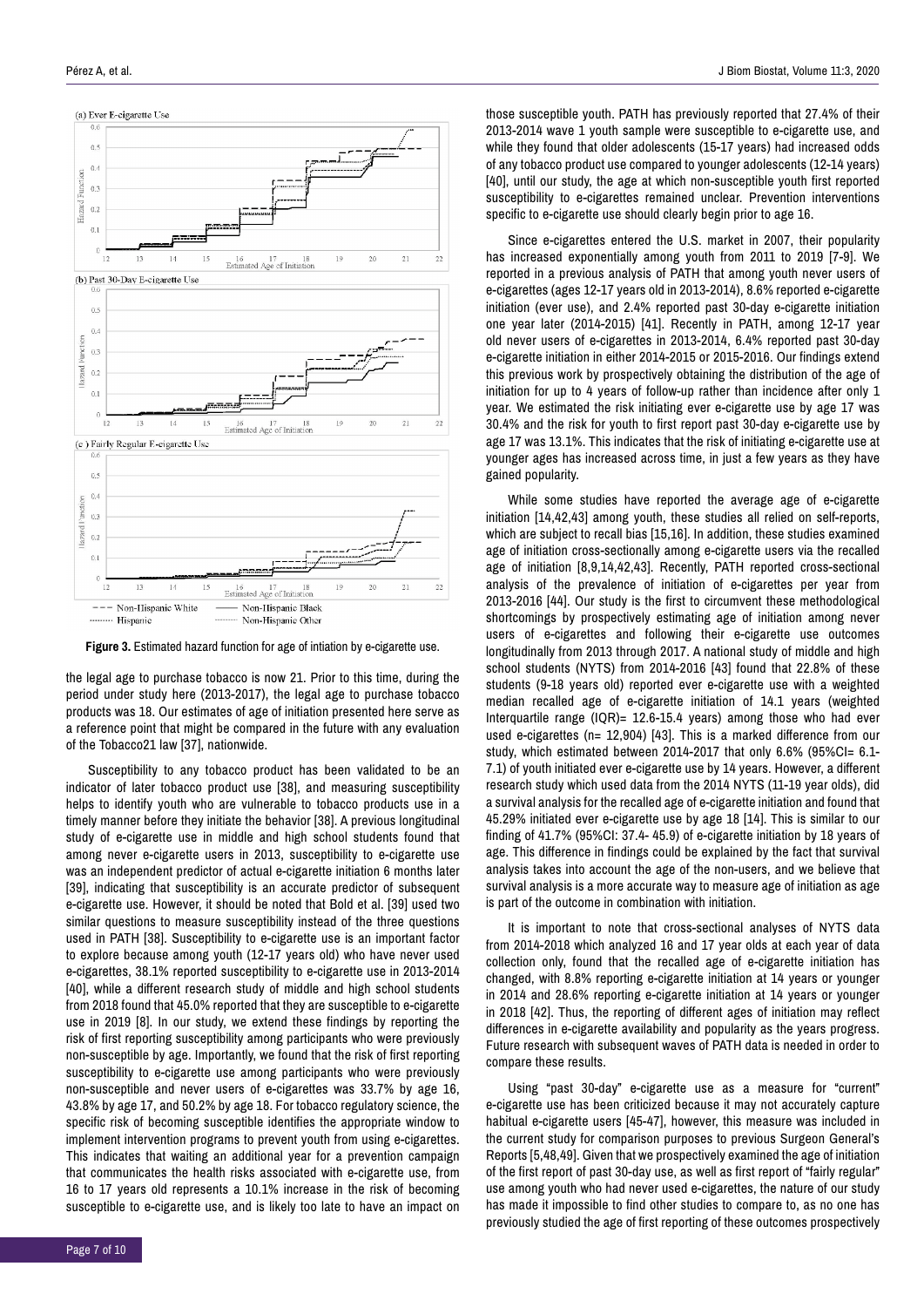Figure 3. Estimated hazard function for age of intiation by e-cigarette use.

the legal age to purchase tobacco is now 21. Prior to this time, during the period under study here (2013-2017), the legal age to purchase tobacco products was 18. Our estimates of age of initiation presented here serve as a reference point that might be compared in the future with any evaluation of the Tobacco21 law [37], nationwide.

Susceptibility to any tobacco product has been validated to be an indicator of later tobacco product use [38], and measuring susceptibility helps to identify youth who are vulnerable to tobacco products use in a timely manner before they initiate the behavior [38]. A previous longitudinal study of e-cigarette use in middle and high school students found that among never e-cigarette users in 2013, susceptibility to e-cigarette use was an independent predictor of actual e-cigarette initiation 6 months later [39], indicating that susceptibility is an accurate predictor of subsequent e-cigarette use. However, it should be noted that Bold et al. [39] used two similar questions to measure susceptibility instead of the three questions used in PATH [38]. Susceptibility to e-cigarette use is an important factor to explore because among youth (12-17 years old) who have never used e-cigarettes, 38.1% reported susceptibility to e-cigarette use in 2013-2014 [40], while a different research study of middle and high school students from 2018 found that 45.0% reported that they are susceptible to e-cigarette use in 2019 [8]. In our study, we extend these findings by reporting the risk of first reporting susceptibility among participants who were previously non-susceptible by age. Importantly, we found that the risk of first reporting susceptibility to e-cigarette use among participants who were previously non-susceptible and never users of e-cigarettes was 33.7% by age 16, 43.8% by age 17, and 50.2% by age 18. For tobacco regulatory science, the specific risk of becoming susceptible identifies the appropriate window to implement intervention programs to prevent youth from using e-cigarettes. This indicates that waiting an additional year for a prevention campaign that communicates the health risks associated with e-cigarette use, from 16 to 17 years old represents a 10.1% increase in the risk of becoming susceptible to e-cigarette use, and is likely too late to have an impact on those susceptible youth. PATH has previously reported that 27.4% of their 2013-2014 wave 1 youth sample were susceptible to e-cigarette use, and while they found that older adolescents (15-17 years) had increased odds of any tobacco product use compared to younger adolescents (12-14 years) [40], until our study, the age at which non-susceptible youth first reported susceptibility to e-cigarettes remained unclear. Prevention interventions specific to e-cigarette use should clearly begin prior to age 16.

Since e-cigarettes entered the U.S. market in 2007, their popularity has increased exponentially among youth from 2011 to 2019 [7-9]. We reported in a previous analysis of PATH that among youth never users of e-cigarettes (ages 12-17 years old in 2013-2014), 8.6% reported e-cigarette initiation (ever use), and 2.4% reported past 30-day e-cigarette initiation one year later (2014-2015) [41]. Recently in PATH, among 12-17 year old never users of e-cigarettes in 2013-2014, 6.4% reported past 30-day e-cigarette initiation in either 2014-2015 or 2015-2016. Our findings extend this previous work by prospectively obtaining the distribution of the age of initiation for up to 4 years of follow-up rather than incidence after only 1 year. We estimated the risk initiating ever e-cigarette use by age 17 was 30.4% and the risk for youth to first report past 30-day e-cigarette use by age 17 was 13.1%. This indicates that the risk of initiating e-cigarette use at younger ages has increased across time, in just a few years as they have gained popularity.

While some studies have reported the average age of e-cigarette initiation [14,42,43] among youth, these studies all relied on self-reports, which are subject to recall bias [15,16]. In addition, these studies examined age of initiation cross-sectionally among e-cigarette users via the recalled age of initiation [8,9,14,42,43]. Recently, PATH reported cross-sectional analysis of the prevalence of initiation of e-cigarettes per year from 2013-2016 [44]. Our study is the first to circumvent these methodological shortcomings by prospectively estimating age of initiation among never users of e-cigarettes and following their e-cigarette use outcomes longitudinally from 2013 through 2017. A national study of middle and high school students (NYTS) from 2014-2016 [43] found that 22.8% of these students (9-18 years old) reported ever e-cigarette use with a weighted median recalled age of e-cigarette initiation of 14.1 years (weighted Interquartile range (IQR)= 12.6-15.4 years) among those who had ever used e-cigarettes (n= 12,904) [43]. This is a marked difference from our study, which estimated between 2014-2017 that only 6.6% (95%CI= 6.1-7.1) of youth initiated ever e-cigarette use by 14 years. However, a different research study which used data from the 2014 NYTS (11-19 year olds), did a survival analysis for the recalled age of e-cigarette initiation and found that 45.29% initiated ever e-cigarette use by age 18 [14]. This is similar to our finding of 41.7% (95%CI: 37.4- 45.9) of e-cigarette initiation by 18 years of age. This difference in findings could be explained by the fact that survival analysis takes into account the age of the non-users, and we believe that survival analysis is a more accurate way to measure age of initiation as age is part of the outcome in combination with initiation.

It is important to note that cross-sectional analyses of NYTS data from 2014-2018 which analyzed 16 and 17 year olds at each year of data collection only, found that the recalled age of e-cigarette initiation has changed, with 8.8% reporting e-cigarette initiation at 14 years or younger in 2014 and 28.6% reporting e-cigarette initiation at 14 years or younger in 2018 [42]. Thus, the reporting of different ages of initiation may reflect differences in e-cigarette availability and popularity as the years progress. Future research with subsequent waves of PATH data is needed in order to compare these results.

Using "past 30-day" e-cigarette use as a measure for "current" e-cigarette use has been criticized because it may not accurately capture habitual e-cigarette users [45-47], however, this measure was included in the current study for comparison purposes to previous Surgeon General's Reports [5,48,49]. Given that we prospectively examined the age of initiation of the first report of past 30-day use, as well as first report of "fairly regular" use among youth who had never used e-cigarettes, the nature of our study has made it impossible to find other studies to compare to, as no one has previously studied the age of first reporting of these outcomes prospectively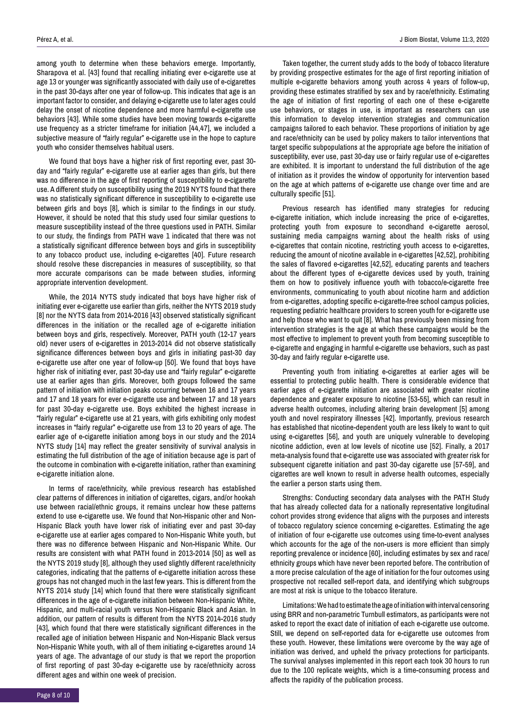among youth to determine when these behaviors emerge. Importantly, Sharapova et al. [43] found that recalling initiating ever e-cigarette use at age 13 or younger was significantly associated with daily use of e-cigarettes in the past 30-days after one year of follow-up. This indicates that age is an important factor to consider, and delaying e-cigarette use to later ages could delay the onset of nicotine dependence and more harmful e-cigarette use behaviors [43]. While some studies have been moving towards e-cigarette use frequency as a stricter timeframe for initiation [44,47], we included a subjective measure of "fairly regular" e-cigarette use in the hope to capture youth who consider themselves habitual users.

We found that boys have a higher risk of first reporting ever, past 30-day and "fairly regular" e-cigarette use at earlier ages than girls, but there was no difference in the age of first reporting of susceptibility to e-cigarette use. A different study on susceptibility using the 2019 NYTS found that there was no statistically significant difference in susceptibility to e-cigarette use between girls and boys [8], which is similar to the findings in our study. However, it should be noted that this study used four similar questions to measure susceptibility instead of the three questions used in PATH. Similar to our study, the findings from PATH wave 1 indicated that there was not a statistically significant difference between boys and girls in susceptibility to any tobacco product use, including e-cigarettes [40]. Future research should resolve these discrepancies in measures of susceptibility, so that more accurate comparisons can be made between studies, informing appropriate intervention development.

While, the 2014 NYTS study indicated that boys have higher risk of initiating ever e-cigarette use earlier than girls, neither the NYTS 2019 study [8] nor the NYTS data from 2014-2016 [43] observed statistically significant differences in the initiation or the recalled age of e-cigarette initiation between boys and girls, respectively. Moreover, PATH youth (12-17 years old) never users of e-cigarettes in 2013-2014 did not observe statistically significance differences between boys and girls in initiating past-30 day e-cigarette use after one year of follow-up [50]. We found that boys have higher risk of initiating ever, past 30-day use and "fairly regular" e-cigarette use at earlier ages than girls. Moreover, both groups followed the same pattern of initiation with initiation peaks occurring between 16 and 17 years and 17 and 18 years for ever e-cigarette use and between 17 and 18 years for past 30-day e-cigarette use. Boys exhibited the highest increase in "fairly regular" e-cigarette use at 21 years, with girls exhibiting only modest increases in "fairly regular" e-cigarette use from 13 to 20 years of age. The earlier age of e-cigarette initiation among boys in our study and the 2014 NYTS study [14] may reflect the greater sensitivity of survival analysis in estimating the full distribution of the age of initiation because age is part of the outcome in combination with e-cigarette initiation, rather than examining e-cigarette initiation alone.

In terms of race/ethnicity, while previous research has established clear patterns of differences in initiation of cigarettes, cigars, and/or hookah use between racial/ethnic groups, it remains unclear how these patterns extend to use e-cigarette use. We found that Non-Hispanic other and Non-Hispanic Black youth have lower risk of initiating ever and past 30-day e-cigarette use at earlier ages compared to Non-Hispanic White youth, but there was no difference between Hispanic and Non-Hispanic White. Our results are consistent with what PATH found in 2013-2014 [50] as well as the NYTS 2019 study [8], although they used slightly different race/ethnicity categories, indicating that the patterns of e-cigarette initiation across these groups has not changed much in the last few years. This is different from the NYTS 2014 study [14] which found that there were statistically significant differences in the age of e-cigarette initiation between Non-Hispanic White, Hispanic, and multi-racial youth versus Non-Hispanic Black and Asian. In addition, our pattern of results is different from the NYTS 2014-2016 study [43], which found that there were statistically significant differences in the recalled age of initiation between Hispanic and Non-Hispanic Black versus Non-Hispanic White youth, with all of them initiating e-cigarettes around 14 years of age. The advantage of our study is that we report the proportion of first reporting of past 30-day e-cigarette use by race/ethnicity across different ages and within one week of precision.

Taken together, the current study adds to the body of tobacco literature by providing prospective estimates for the age of first reporting initiation of multiple e-cigarette behaviors among youth across 4 years of follow-up, providing these estimates stratified by sex and by race/ethnicity. Estimating the age of initiation of first reporting of each one of these e-cigarette use behaviors, or stages in use, is important as researchers can use this information to develop intervention strategies and communication campaigns tailored to each behavior. These proportions of initiation by age and race/ethnicity can be used by policy makers to tailor interventions that target specific subpopulations at the appropriate age before the initiation of susceptibility, ever use, past 30-day use or fairly regular use of e-cigarettes are exhibited. It is important to understand the full distribution of the age of initiation as it provides the window of opportunity for intervention based on the age at which patterns of e-cigarette use change over time and are culturally specific [51].

Previous research has identified many strategies for reducing e-cigarette initiation, which include increasing the price of e-cigarettes, protecting youth from exposure to secondhand e-cigarette aerosol, sustaining media campaigns warning about the health risks of using e-cigarettes that contain nicotine, restricting youth access to e-cigarettes, reducing the amount of nicotine available in e-cigarettes [42,52], prohibiting the sales of flavored e-cigarettes [42,52], educating parents and teachers about the different types of e-cigarette devices used by youth, training them on how to positively influence youth with tobacco/e-cigarette free environments, communicating to youth about nicotine harm and addiction from e-cigarettes, adopting specific e-cigarette-free school campus policies, requesting pediatric healthcare providers to screen youth for e-cigarette use and help those who want to quit [8]. What has previously been missing from intervention strategies is the age at which these campaigns would be the most effective to implement to prevent youth from becoming susceptible to e-cigarette and engaging in harmful e-cigarette use behaviors, such as past 30-day and fairly regular e-cigarette use.

Preventing youth from initiating e-cigarettes at earlier ages will be essential to protecting public health. There is considerable evidence that earlier ages of e-cigarette initiation are associated with greater nicotine dependence and greater exposure to nicotine [53-55], which can result in adverse health outcomes, including altering brain development [5] among youth and novel respiratory illnesses [42]. Importantly, previous research has established that nicotine-dependent youth are less likely to want to quit using e-cigarettes [56], and youth are uniquely vulnerable to developing nicotine addiction, even at low levels of nicotine use [52]. Finally, a 2017 meta-analysis found that e-cigarette use was associated with greater risk for subsequent cigarette initiation and past 30-day cigarette use [57-59], and cigarettes are well known to result in adverse health outcomes, especially the earlier a person starts using them.

Strengths: Conducting secondary data analyses with the PATH Study that has already collected data for a nationally representative longitudinal cohort provides strong evidence that aligns with the purposes and interests of tobacco regulatory science concerning e-cigarettes. Estimating the age of initiation of four e-cigarette use outcomes using time-to-event analyses which accounts for the age of the non-users is more efficient than simply reporting prevalence or incidence [60], including estimates by sex and race/ethnicity groups which have never been reported before. The contribution of a more precise calculation of the age of initiation for the four outcomes using prospective not recalled self-report data, and identifying which subgroups are most at risk is unique to the tobacco literature.

Limitations: We had to estimate the age of initiation with interval censoring using BRR and non-parametric Turnbull estimators, as participants were not asked to report the exact date of initiation of each e-cigarette use outcome. Still, we depend on self-reported data for e-cigarette use outcomes from these youth. However, these limitations were overcome by the way age of initiation was derived, and upheld the privacy protections for participants. The survival analyses implemented in this report each took 30 hours to run due to the 100 replicate weights, which is a time-consuming process and affects the rapidity of the publication process.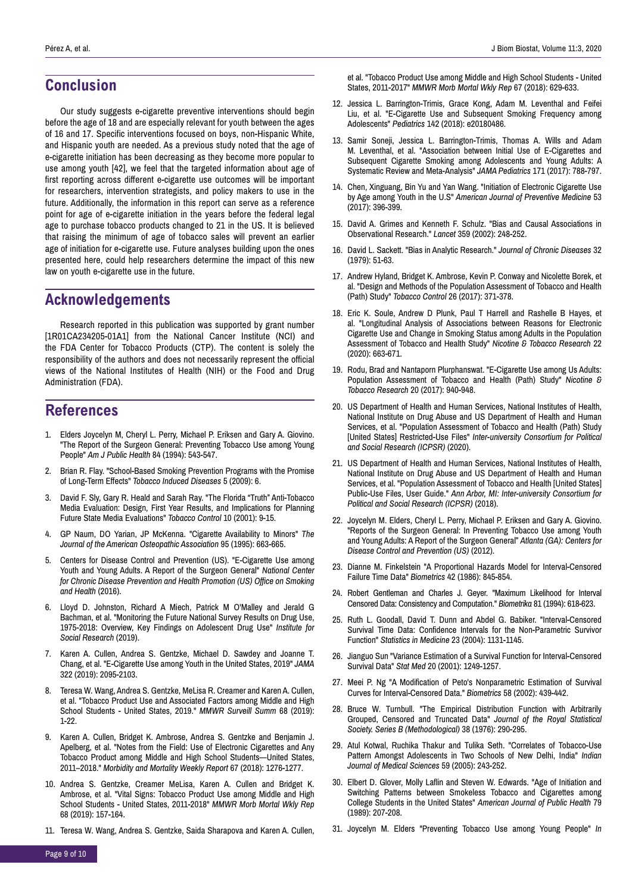## Conclusion

Our study suggests e-cigarette preventive interventions should begin before the age of 18 and are especially relevant for youth between the ages of 16 and 17. Specific interventions focused on boys, non-Hispanic White, and Hispanic youth are needed. As a previous study noted that the age of e-cigarette initiation has been decreasing as they become more popular to use among youth [42], we feel that the targeted information about age of first reporting across different e-cigarette use outcomes will be important for researchers, intervention strategists, and policy makers to use in the future. Additionally, the information in this report can serve as a reference point for age of e-cigarette initiation in the years before the federal legal age to purchase tobacco products changed to 21 in the US. It is believed that raising the minimum of age of tobacco sales will prevent an earlier age of initiation for e-cigarette use. Future analyses building upon the ones presented here, could help researchers determine the impact of this new law on youth e-cigarette use in the future.

## Acknowledgements

Research reported in this publication was supported by grant number [1R01CA234205-01A1] from the National Cancer Institute (NCI) and the FDA Center for Tobacco Products (CTP). The content is solely the responsibility of the authors and does not necessarily represent the official views of the National Institutes of Health (NIH) or the Food and Drug Administration (FDA).

## References

1. Elders Joycelyn M, Cheryl L. Perry, Michael P. Eriksen and Gary A. Giovino. "The Report of the Surgeon General: Preventing Tobacco Use among Young People" *Am J Public Health* 84 (1994): 543-547.
2. Brian R. Flay. "School-Based Smoking Prevention Programs with the Promise of Long-Term Effects" *Tobacco Induced Diseases* 5 (2009): 6.
3. David F. Sly, Gary R. Heald and Sarah Ray. "The Florida "Truth" Anti-Tobacco Media Evaluation: Design, First Year Results, and Implications for Planning Future State Media Evaluations" *Tobacco Control* 10 (2001): 9-15.
4. GP Naum, DO Yarian, JP McKenna. "Cigarette Availability to Minors" *The Journal of the American Osteopathic Association* 95 (1995): 663-665.
5. Centers for Disease Control and Prevention (US). "E-Cigarette Use among Youth and Young Adults. A Report of the Surgeon General" *National Center for Chronic Disease Prevention and Health Promotion (US) Office on Smoking and Health* (2016).
6. Lloyd D. Johnston, Richard A Miech, Patrick M O'Malley and Jerald G Bachman, et al. "Monitoring the Future National Survey Results on Drug Use, 1975-2018: Overview, Key Findings on Adolescent Drug Use" *Institute for Social Research* (2019).
7. Karen A. Cullen, Andrea S. Gentzke, Michael D. Sawdey and Joanne T. Chang, et al. "E-Cigarette Use among Youth in the United States, 2019" *JAMA* 322 (2019): 2095-2103.
8. Teresa W. Wang, Andrea S. Gentzke, MeLisa R. Creamer and Karen A. Cullen, et al. "Tobacco Product Use and Associated Factors among Middle and High School Students - United States, 2019." *MMWR Surveill Summ* 68 (2019): 1-22.
9. Karen A. Cullen, Bridget K. Ambrose, Andrea S. Gentzke and Benjamin J. Apelberg, et al. "Notes from the Field: Use of Electronic Cigarettes and Any Tobacco Product among Middle and High School Students—United States, 2011–2018." *Morbidity and Mortality Weekly Report* 67 (2018): 1276-1277.
10. Andrea S. Gentzke, Creamer MeLisa, Karen A. Cullen and Bridget K. Ambrose, et al. "Vital Signs: Tobacco Product Use among Middle and High School Students - United States, 2011-2018" *MMWR Morb Mortal Wkly Rep* 68 (2019): 157-164.
11. Teresa W. Wang, Andrea S. Gentzke, Saida Sharapova and Karen A. Cullen, et al. "Tobacco Product Use among Middle and High School Students - United States, 2011-2017" *MMWR Morb Mortal Wkly Rep* 67 (2018): 629-633.
12. Jessica L. Barrington-Trimis, Grace Kong, Adam M. Leventhal and Feifei Liu, et al. "E-Cigarette Use and Subsequent Smoking Frequency among Adolescents" *Pediatrics* 142 (2018): e20180486.
13. Samir Soneji, Jessica L. Barrington-Trimis, Thomas A. Wills and Adam M. Leventhal, et al. "Association between Initial Use of E-Cigarettes and Subsequent Cigarette Smoking among Adolescents and Young Adults: A Systematic Review and Meta-Analysis" *JAMA Pediatrics* 171 (2017): 788-797.
14. Chen, Xinguang, Bin Yu and Yan Wang. "Initiation of Electronic Cigarette Use by Age among Youth in the U.S" *American Journal of Preventive Medicine* 53 (2017): 396-399.
15. David A. Grimes and Kenneth F. Schulz. "Bias and Causal Associations in Observational Research." *Lancet* 359 (2002): 248-252.
16. David L. Sackett. "Bias in Analytic Research." *Journal of Chronic Diseases* 32 (1979): 51-63.
17. Andrew Hyland, Bridget K. Ambrose, Kevin P. Conway and Nicolette Borek, et al. "Design and Methods of the Population Assessment of Tobacco and Health (Path) Study" *Tobacco Control* 26 (2017): 371-378.
18. Eric K. Soule, Andrew D Plunk, Paul T Harrell and Rashelle B Hayes, et al. "Longitudinal Analysis of Associations between Reasons for Electronic Cigarette Use and Change in Smoking Status among Adults in the Population Assessment of Tobacco and Health Study" *Nicotine & Tobacco Research* 22 (2020): 663-671.
19. Rodu, Brad and Nantaporn Plurphanswat. "E-Cigarette Use among Us Adults: Population Assessment of Tobacco and Health (Path) Study" *Nicotine & Tobacco Research* 20 (2017): 940-948.
20. US Department of Health and Human Services, National Institutes of Health, National Institute on Drug Abuse and US Department of Health and Human Services, et al. "Population Assessment of Tobacco and Health (Path) Study [United States] Restricted-Use Files" *Inter-university Consortium for Political and Social Research (ICPSR)* (2020).
21. US Department of Health and Human Services, National Institutes of Health, National Institute on Drug Abuse and US Department of Health and Human Services, et al. "Population Assessment of Tobacco and Health [United States] Public-Use Files, User Guide." *Ann Arbor, MI: Inter-university Consortium for Political and Social Research (ICPSR)* (2018).
22. Joycelyn M. Elders, Cheryl L. Perry, Michael P. Eriksen and Gary A. Giovino. "Reports of the Surgeon General: In Preventing Tobacco Use among Youth and Young Adults: A Report of the Surgeon General" *Atlanta (GA): Centers for Disease Control and Prevention (US)* (2012).
23. Dianne M. Finkelstein "A Proportional Hazards Model for Interval-Censored Failure Time Data" *Biometrics* 42 (1986): 845-854.
24. Robert Gentleman and Charles J. Geyer. "Maximum Likelihood for Interval Censored Data: Consistency and Computation." *Biometrika* 81 (1994): 618-623.
25. Ruth L. Goodall, David T. Dunn and Abdel G. Babiker. "Interval-Censored Survival Time Data: Confidence Intervals for the Non-Parametric Survivor Function" *Statistics in Medicine* 23 (2004): 1131-1145.
26. Jianguo Sun "Variance Estimation of a Survival Function for Interval-Censored Survival Data" *Stat Med* 20 (2001): 1249-1257.
27. Meei P. Ng "A Modification of Peto's Nonparametric Estimation of Survival Curves for Interval-Censored Data." *Biometrics* 58 (2002): 439-442.
28. Bruce W. Turnbull. "The Empirical Distribution Function with Arbitrarily Grouped, Censored and Truncated Data" *Journal of the Royal Statistical Society. Series B (Methodological)* 38 (1976): 290-295.
29. Atul Kotwal, Ruchika Thakur and Tulika Seth. "Correlates of Tobacco-Use Pattern Amongst Adolescents in Two Schools of New Delhi, India" *Indian Journal of Medical Sciences* 59 (2005): 243-252.
30. Elbert D. Glover, Molly Laflin and Steven W. Edwards. "Age of Initiation and Switching Patterns between Smokeless Tobacco and Cigarettes among College Students in the United States" *American Journal of Public Health* 79 (1989): 207-208.
31. Joycelyn M. Elders "Preventing Tobacco Use among Young People" *In*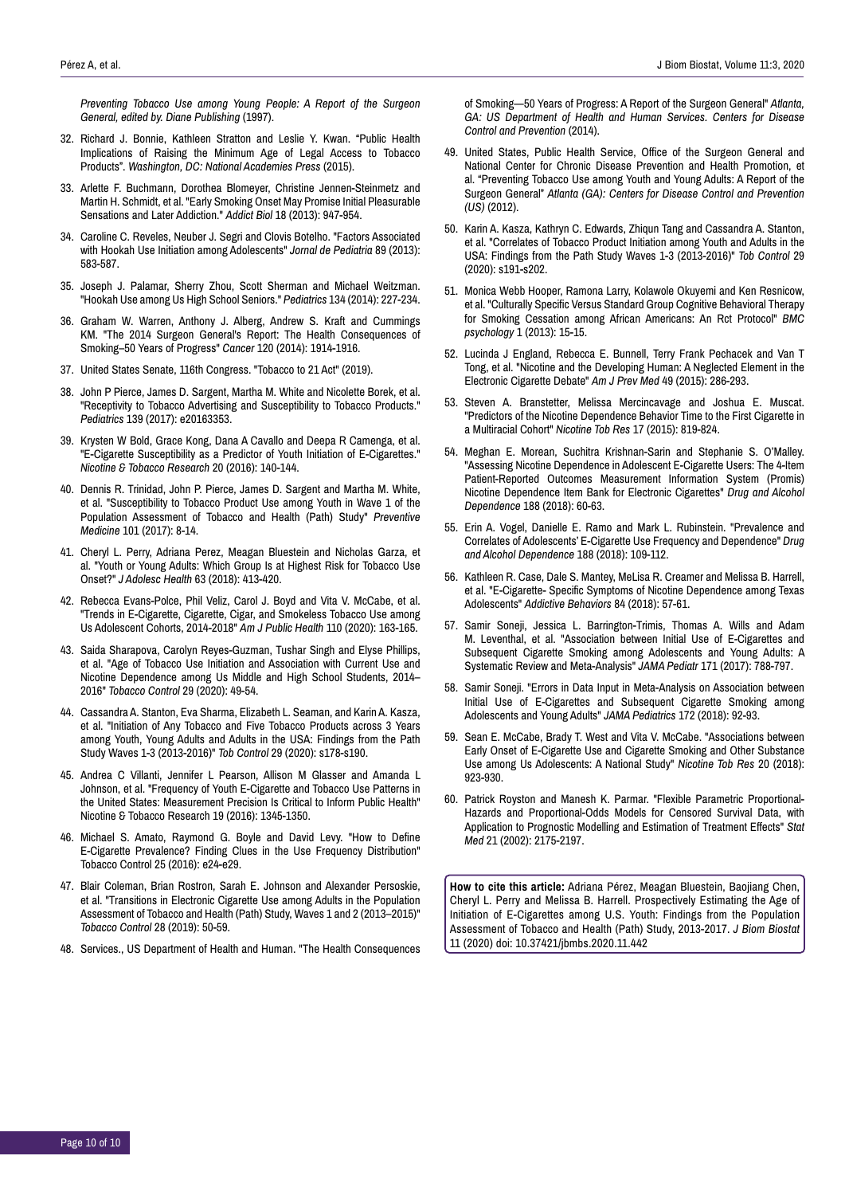*Preventing Tobacco Use among Young People: A Report of the Surgeon General, edited by. Diane Publishing* (1997).

32. Richard J. Bonnie, Kathleen Stratton and Leslie Y. Kwan. "Public Health Implications of Raising the Minimum Age of Legal Access to Tobacco Products". *Washington, DC: National Academies Press* (2015).
33. Arlette F. Buchmann, Dorothea Blomeyer, Christine Jennen-Steinmetz and Martin H. Schmidt, et al. "Early Smoking Onset May Promise Initial Pleasurable Sensations and Later Addiction." *Addict Biol* 18 (2013): 947-954.
34. Caroline C. Reveles, Neuber J. Segri and Clovis Botelho. "Factors Associated with Hookah Use Initiation among Adolescents" *Jornal de Pediatria* 89 (2013): 583-587.
35. Joseph J. Palamar, Sherry Zhou, Scott Sherman and Michael Weitzman. "Hookah Use among Us High School Seniors." *Pediatrics* 134 (2014): 227-234.
36. Graham W. Warren, Anthony J. Alberg, Andrew S. Kraft and Cummings KM. "The 2014 Surgeon General's Report: The Health Consequences of Smoking–50 Years of Progress" *Cancer* 120 (2014): 1914-1916.
37. United States Senate, 116th Congress. "Tobacco to 21 Act" (2019).
38. John P Pierce, James D. Sargent, Martha M. White and Nicolette Borek, et al. "Receptivity to Tobacco Advertising and Susceptibility to Tobacco Products." *Pediatrics* 139 (2017): e20163353.
39. Krysten W Bold, Grace Kong, Dana A Cavallo and Deepa R Camenga, et al. "E-Cigarette Susceptibility as a Predictor of Youth Initiation of E-Cigarettes." *Nicotine & Tobacco Research* 20 (2016): 140-144.
40. Dennis R. Trinidad, John P. Pierce, James D. Sargent and Martha M. White, et al. "Susceptibility to Tobacco Product Use among Youth in Wave 1 of the Population Assessment of Tobacco and Health (Path) Study" *Preventive Medicine* 101 (2017): 8-14.
41. Cheryl L. Perry, Adriana Perez, Meagan Bluestein and Nicholas Garza, et al. "Youth or Young Adults: Which Group Is at Highest Risk for Tobacco Use Onset?" *J Adolesc Health* 63 (2018): 413-420.
42. Rebecca Evans-Polce, Phil Veliz, Carol J. Boyd and Vita V. McCabe, et al. "Trends in E-Cigarette, Cigarette, Cigar, and Smokeless Tobacco Use among Us Adolescent Cohorts, 2014-2018" *Am J Public Health* 110 (2020): 163-165.
43. Saida Sharapova, Carolyn Reyes-Guzman, Tushar Singh and Elyse Phillips, et al. "Age of Tobacco Use Initiation and Association with Current Use and Nicotine Dependence among Us Middle and High School Students, 2014–2016" *Tobacco Control* 29 (2020): 49-54.
44. Cassandra A. Stanton, Eva Sharma, Elizabeth L. Seaman, and Karin A. Kasza, et al. "Initiation of Any Tobacco and Five Tobacco Products across 3 Years among Youth, Young Adults and Adults in the USA: Findings from the Path Study Waves 1-3 (2013-2016)" *Tob Control* 29 (2020): s178-s190.
45. Andrea C Villanti, Jennifer L Pearson, Allison M Glasser and Amanda L Johnson, et al. "Frequency of Youth E-Cigarette and Tobacco Use Patterns in the United States: Measurement Precision Is Critical to Inform Public Health" Nicotine & Tobacco Research 19 (2016): 1345-1350.
46. Michael S. Amato, Raymond G. Boyle and David Levy. "How to Define E-Cigarette Prevalence? Finding Clues in the Use Frequency Distribution" Tobacco Control 25 (2016): e24-e29.
47. Blair Coleman, Brian Rostron, Sarah E. Johnson and Alexander Persoskie, et al. "Transitions in Electronic Cigarette Use among Adults in the Population Assessment of Tobacco and Health (Path) Study, Waves 1 and 2 (2013–2015)" *Tobacco Control* 28 (2019): 50-59.
48. Services., US Department of Health and Human. "The Health Consequences of Smoking—50 Years of Progress: A Report of the Surgeon General" *Atlanta, GA: US Department of Health and Human Services. Centers for Disease Control and Prevention* (2014).
49. United States, Public Health Service, Office of the Surgeon General and National Center for Chronic Disease Prevention and Health Promotion, et al. "Preventing Tobacco Use among Youth and Young Adults: A Report of the Surgeon General" *Atlanta (GA): Centers for Disease Control and Prevention (US)* (2012).
50. Karin A. Kasza, Kathryn C. Edwards, Zhiqun Tang and Cassandra A. Stanton, et al. "Correlates of Tobacco Product Initiation among Youth and Adults in the USA: Findings from the Path Study Waves 1-3 (2013-2016)" *Tob Control* 29 (2020): s191-s202.
51. Monica Webb Hooper, Ramona Larry, Kolawole Okuyemi and Ken Resnicow, et al. "Culturally Specific Versus Standard Group Cognitive Behavioral Therapy for Smoking Cessation among African Americans: An Rct Protocol" *BMC psychology* 1 (2013): 15-15.
52. Lucinda J England, Rebecca E. Bunnell, Terry Frank Pechacek and Van T Tong, et al. "Nicotine and the Developing Human: A Neglected Element in the Electronic Cigarette Debate" *Am J Prev Med* 49 (2015): 286-293.
53. Steven A. Branstetter, Melissa Mercincavage and Joshua E. Muscat. "Predictors of the Nicotine Dependence Behavior Time to the First Cigarette in a Multiracial Cohort" *Nicotine Tob Res* 17 (2015): 819-824.
54. Meghan E. Morean, Suchitra Krishnan-Sarin and Stephanie S. O'Malley. "Assessing Nicotine Dependence in Adolescent E-Cigarette Users: The 4-Item Patient-Reported Outcomes Measurement Information System (Promis) Nicotine Dependence Item Bank for Electronic Cigarettes" *Drug and Alcohol Dependence* 188 (2018): 60-63.
55. Erin A. Vogel, Danielle E. Ramo and Mark L. Rubinstein. "Prevalence and Correlates of Adolescents' E-Cigarette Use Frequency and Dependence" *Drug and Alcohol Dependence* 188 (2018): 109-112.
56. Kathleen R. Case, Dale S. Mantey, MeLisa R. Creamer and Melissa B. Harrell, et al. "E-Cigarette- Specific Symptoms of Nicotine Dependence among Texas Adolescents" *Addictive Behaviors* 84 (2018): 57-61.
57. Samir Soneji, Jessica L. Barrington-Trimis, Thomas A. Wills and Adam M. Leventhal, et al. "Association between Initial Use of E-Cigarettes and Subsequent Cigarette Smoking among Adolescents and Young Adults: A Systematic Review and Meta-Analysis" *JAMA Pediatr* 171 (2017): 788-797.
58. Samir Soneji. "Errors in Data Input in Meta-Analysis on Association between Initial Use of E-Cigarettes and Subsequent Cigarette Smoking among Adolescents and Young Adults" *JAMA Pediatrics* 172 (2018): 92-93.
59. Sean E. McCabe, Brady T. West and Vita V. McCabe. "Associations between Early Onset of E-Cigarette Use and Cigarette Smoking and Other Substance Use among Us Adolescents: A National Study" *Nicotine Tob Res* 20 (2018): 923-930.
60. Patrick Royston and Manesh K. Parmar. "Flexible Parametric Proportional-Hazards and Proportional-Odds Models for Censored Survival Data, with Application to Prognostic Modelling and Estimation of Treatment Effects" *Stat Med* 21 (2002): 2175-2197.

**How to cite this article:** Adriana Pérez, Meagan Bluestein, Baojiang Chen, Cheryl L. Perry and Melissa B. Harrell. Prospectively Estimating the Age of Initiation of E-Cigarettes among U.S. Youth: Findings from the Population Assessment of Tobacco and Health (Path) Study, 2013-2017. *J Biom Biostat* 11 (2020) doi: 10.37421/jbmbs.2020.11.442